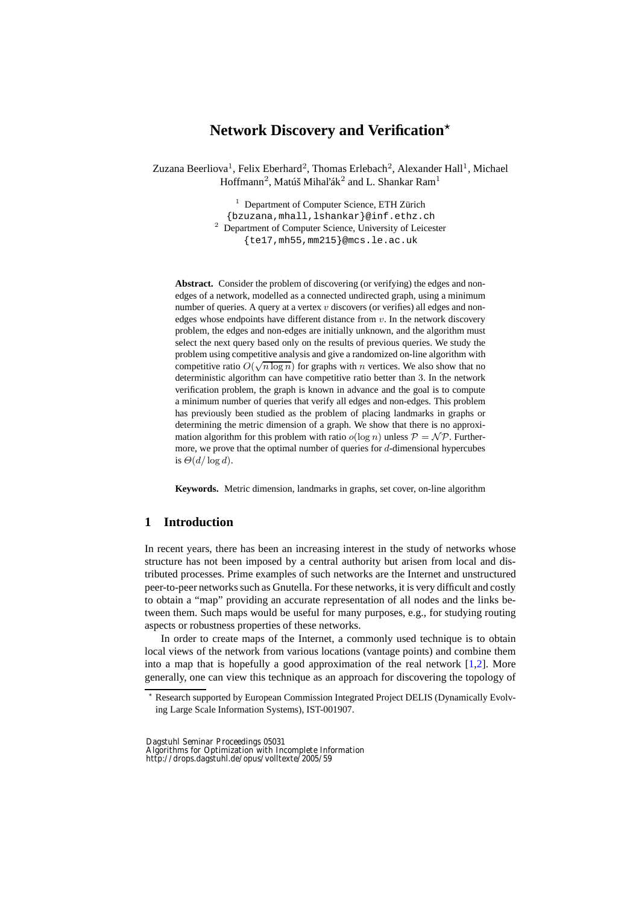# Network Discovery and Verification*

Zuzana Beerliova[1], Felix Eberhard[2], Thomas Erlebach[2], Alexander Hall[1], Michael Hoffmann[2], Matúš Mihaľák[2] and L. Shankar Ram[1]

[1] Department of Computer Science, ETH Zürich
{bzuzana,mhall,lshankar}@inf.ethz.ch
[2] Department of Computer Science, University of Leicester
{te17,mh55,mm215}@mcs.le.ac.uk

**Abstract.** Consider the problem of discovering (or verifying) the edges and non-edges of a network, modelled as a connected undirected graph, using a minimum number of queries. A query at a vertex $v$ discovers (or verifies) all edges and non-edges whose endpoints have different distance from $v$. In the network discovery problem, the edges and non-edges are initially unknown, and the algorithm must select the next query based only on the results of previous queries. We study the problem using competitive analysis and give a randomized on-line algorithm with competitive ratio $O(\sqrt{n \log n})$ for graphs with $n$ vertices. We also show that no deterministic algorithm can have competitive ratio better than 3. In the network verification problem, the graph is known in advance and the goal is to compute a minimum number of queries that verify all edges and non-edges. This problem has previously been studied as the problem of placing landmarks in graphs or determining the metric dimension of a graph. We show that there is no approximation algorithm for this problem with ratio $o(\log n)$ unless $\mathcal{P} = \mathcal{NP}$. Furthermore, we prove that the optimal number of queries for $d$-dimensional hypercubes is $\Theta(d/\log d)$.

**Keywords.** Metric dimension, landmarks in graphs, set cover, on-line algorithm

## 1 Introduction

In recent years, there has been an increasing interest in the study of networks whose structure has not been imposed by a central authority but arisen from local and distributed processes. Prime examples of such networks are the Internet and unstructured peer-to-peer networks such as Gnutella. For these networks, it is very difficult and costly to obtain a "map" providing an accurate representation of all nodes and the links between them. Such maps would be useful for many purposes, e.g., for studying routing aspects or robustness properties of these networks.

In order to create maps of the Internet, a commonly used technique is to obtain local views of the network from various locations (vantage points) and combine them into a map that is hopefully a good approximation of the real network [1,2]. More generally, one can view this technique as an approach for discovering the topology of

* Research supported by European Commission Integrated Project DELIS (Dynamically Evolving Large Scale Information Systems), IST-001907.

Dagstuhl Seminar Proceedings 05031
Algorithms for Optimization with Incomplete Information
http://drops.dagstuhl.de/opus/volltexte/2005/59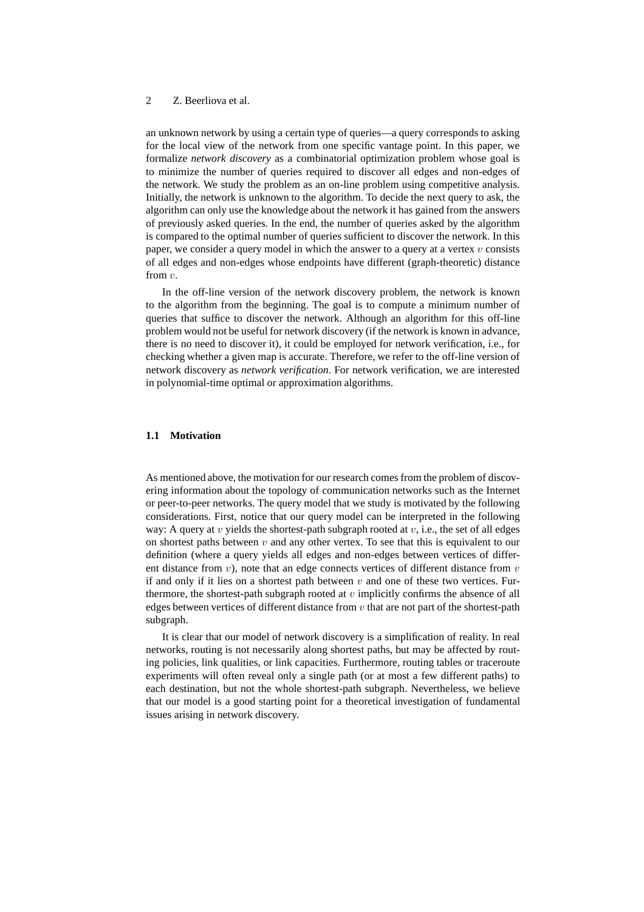an unknown network by using a certain type of queries—a query corresponds to asking for the local view of the network from one specific vantage point. In this paper, we formalize *network discovery* as a combinatorial optimization problem whose goal is to minimize the number of queries required to discover all edges and non-edges of the network. We study the problem as an on-line problem using competitive analysis. Initially, the network is unknown to the algorithm. To decide the next query to ask, the algorithm can only use the knowledge about the network it has gained from the answers of previously asked queries. In the end, the number of queries asked by the algorithm is compared to the optimal number of queries sufficient to discover the network. In this paper, we consider a query model in which the answer to a query at a vertex $v$ consists of all edges and non-edges whose endpoints have different (graph-theoretic) distance from $v$.

In the off-line version of the network discovery problem, the network is known to the algorithm from the beginning. The goal is to compute a minimum number of queries that suffice to discover the network. Although an algorithm for this off-line problem would not be useful for network discovery (if the network is known in advance, there is no need to discover it), it could be employed for network verification, i.e., for checking whether a given map is accurate. Therefore, we refer to the off-line version of network discovery as *network verification*. For network verification, we are interested in polynomial-time optimal or approximation algorithms.

### 1.1 Motivation

As mentioned above, the motivation for our research comes from the problem of discovering information about the topology of communication networks such as the Internet or peer-to-peer networks. The query model that we study is motivated by the following considerations. First, notice that our query model can be interpreted in the following way: A query at $v$ yields the shortest-path subgraph rooted at $v$, i.e., the set of all edges on shortest paths between $v$ and any other vertex. To see that this is equivalent to our definition (where a query yields all edges and non-edges between vertices of different distance from $v$), note that an edge connects vertices of different distance from $v$ if and only if it lies on a shortest path between $v$ and one of these two vertices. Furthermore, the shortest-path subgraph rooted at $v$ implicitly confirms the absence of all edges between vertices of different distance from $v$ that are not part of the shortest-path subgraph.

It is clear that our model of network discovery is a simplification of reality. In real networks, routing is not necessarily along shortest paths, but may be affected by routing policies, link qualities, or link capacities. Furthermore, routing tables or traceroute experiments will often reveal only a single path (or at most a few different paths) to each destination, but not the whole shortest-path subgraph. Nevertheless, we believe that our model is a good starting point for a theoretical investigation of fundamental issues arising in network discovery.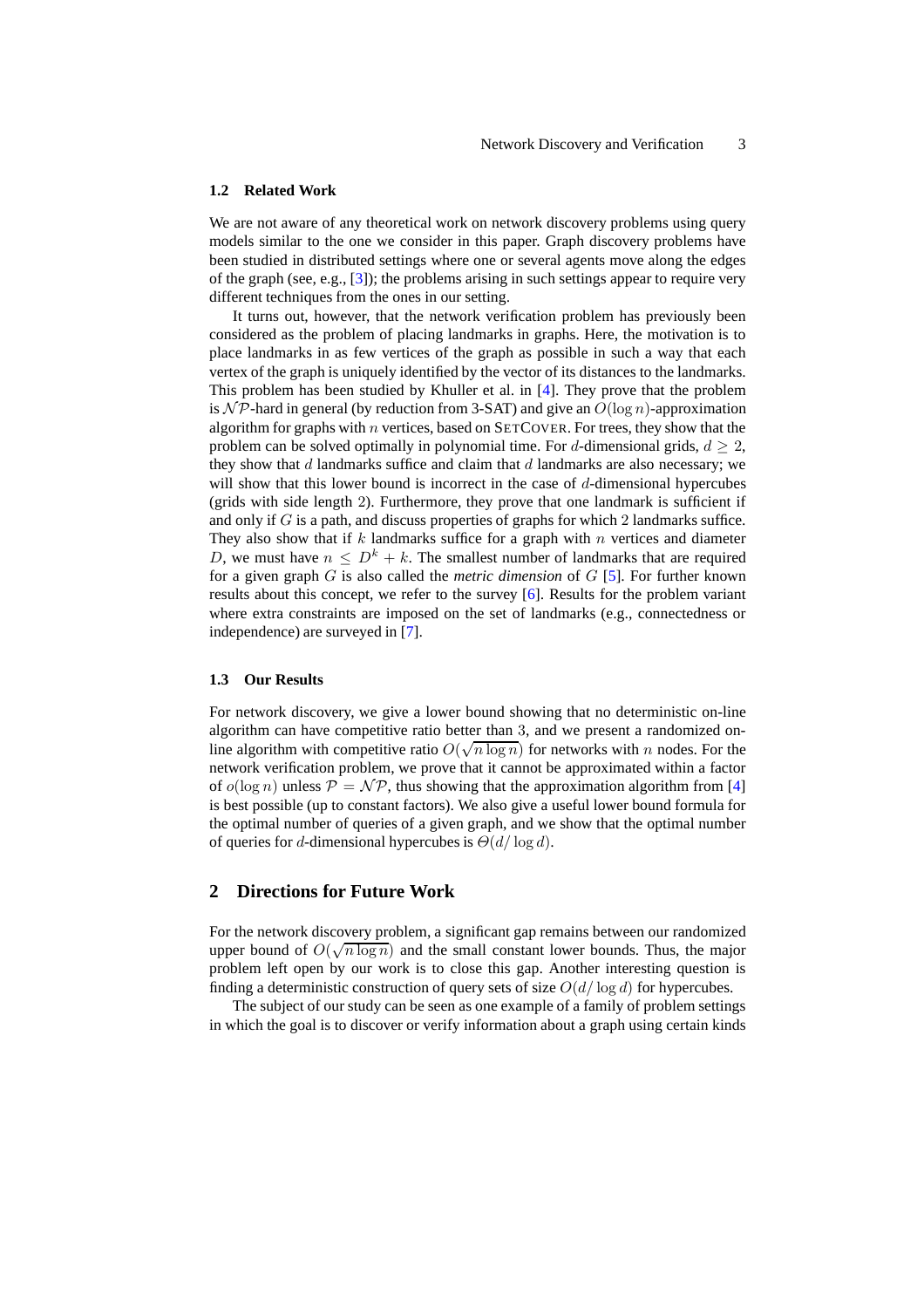### 1.2 Related Work

We are not aware of any theoretical work on network discovery problems using query models similar to the one we consider in this paper. Graph discovery problems have been studied in distributed settings where one or several agents move along the edges of the graph (see, e.g., [3]); the problems arising in such settings appear to require very different techniques from the ones in our setting.

It turns out, however, that the network verification problem has previously been considered as the problem of placing landmarks in graphs. Here, the motivation is to place landmarks in as few vertices of the graph as possible in such a way that each vertex of the graph is uniquely identified by the vector of its distances to the landmarks. This problem has been studied by Khuller et al. in [4]. They prove that the problem is $\mathcal{NP}$-hard in general (by reduction from 3-SAT) and give an $O(\log n)$-approximation algorithm for graphs with $n$ vertices, based on SETCOVER. For trees, they show that the problem can be solved optimally in polynomial time. For $d$-dimensional grids, $d \geq 2$, they show that $d$ landmarks suffice and claim that $d$ landmarks are also necessary; we will show that this lower bound is incorrect in the case of $d$-dimensional hypercubes (grids with side length 2). Furthermore, they prove that one landmark is sufficient if and only if $G$ is a path, and discuss properties of graphs for which 2 landmarks suffice. They also show that if $k$ landmarks suffice for a graph with $n$ vertices and diameter $D$, we must have $n \leq D^k + k$. The smallest number of landmarks that are required for a given graph $G$ is also called the *metric dimension* of $G$ [5]. For further known results about this concept, we refer to the survey [6]. Results for the problem variant where extra constraints are imposed on the set of landmarks (e.g., connectedness or independence) are surveyed in [7].

### 1.3 Our Results

For network discovery, we give a lower bound showing that no deterministic on-line algorithm can have competitive ratio better than 3, and we present a randomized on-line algorithm with competitive ratio $O(\sqrt{n \log n})$ for networks with $n$ nodes. For the network verification problem, we prove that it cannot be approximated within a factor of $o(\log n)$ unless $\mathcal{P} = \mathcal{NP}$, thus showing that the approximation algorithm from [4] is best possible (up to constant factors). We also give a useful lower bound formula for the optimal number of queries of a given graph, and we show that the optimal number of queries for $d$-dimensional hypercubes is $\Theta(d/\log d)$.

## 2 Directions for Future Work

For the network discovery problem, a significant gap remains between our randomized upper bound of $O(\sqrt{n \log n})$ and the small constant lower bounds. Thus, the major problem left open by our work is to close this gap. Another interesting question is finding a deterministic construction of query sets of size $O(d/\log d)$ for hypercubes.

The subject of our study can be seen as one example of a family of problem settings in which the goal is to discover or verify information about a graph using certain kinds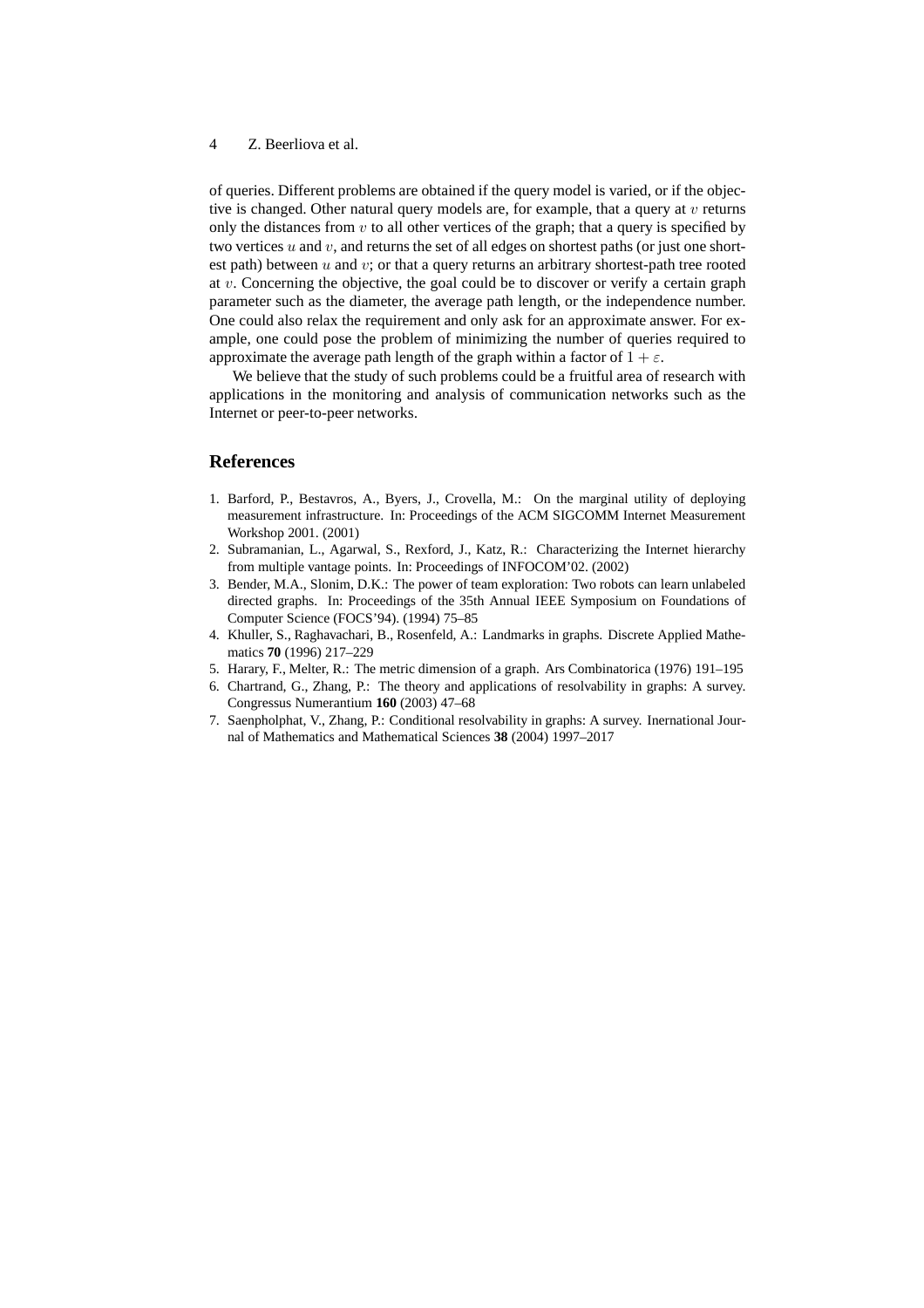of queries. Different problems are obtained if the query model is varied, or if the objective is changed. Other natural query models are, for example, that a query at $v$ returns only the distances from $v$ to all other vertices of the graph; that a query is specified by two vertices $u$ and $v$, and returns the set of all edges on shortest paths (or just one shortest path) between $u$ and $v$; or that a query returns an arbitrary shortest-path tree rooted at $v$. Concerning the objective, the goal could be to discover or verify a certain graph parameter such as the diameter, the average path length, or the independence number. One could also relax the requirement and only ask for an approximate answer. For example, one could pose the problem of minimizing the number of queries required to approximate the average path length of the graph within a factor of $1 + \varepsilon$.

We believe that the study of such problems could be a fruitful area of research with applications in the monitoring and analysis of communication networks such as the Internet or peer-to-peer networks.

## References

1. Barford, P., Bestavros, A., Byers, J., Crovella, M.: On the marginal utility of deploying measurement infrastructure. In: Proceedings of the ACM SIGCOMM Internet Measurement Workshop 2001. (2001)
2. Subramanian, L., Agarwal, S., Rexford, J., Katz, R.: Characterizing the Internet hierarchy from multiple vantage points. In: Proceedings of INFOCOM'02. (2002)
3. Bender, M.A., Slonim, D.K.: The power of team exploration: Two robots can learn unlabeled directed graphs. In: Proceedings of the 35th Annual IEEE Symposium on Foundations of Computer Science (FOCS'94). (1994) 75–85
4. Khuller, S., Raghavachari, B., Rosenfeld, A.: Landmarks in graphs. Discrete Applied Mathematics **70** (1996) 217–229
5. Harary, F., Melter, R.: The metric dimension of a graph. Ars Combinatorica (1976) 191–195
6. Chartrand, G., Zhang, P.: The theory and applications of resolvability in graphs: A survey. Congressus Numerantium **160** (2003) 47–68
7. Saenpholphat, V., Zhang, P.: Conditional resolvability in graphs: A survey. Inernational Journal of Mathematics and Mathematical Sciences **38** (2004) 1997–2017